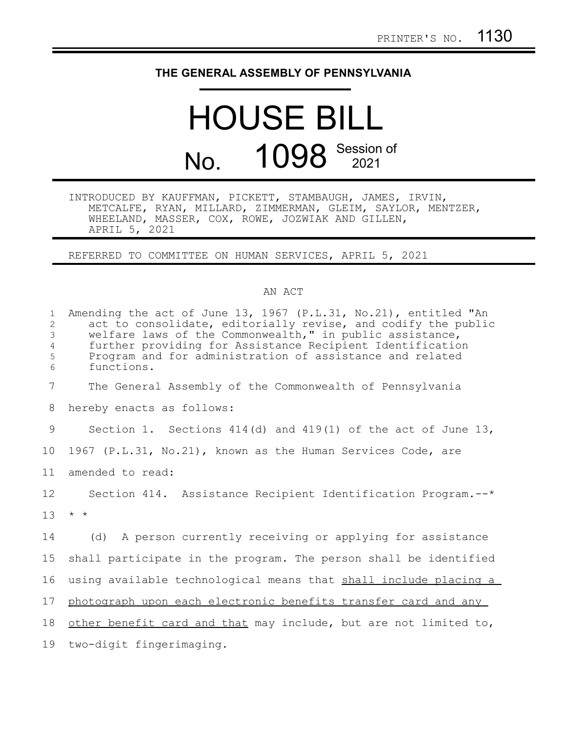PRINTER'S NO. 1130

# THE GENERAL ASSEMBLY OF PENNSYLVANIA

# HOUSE BILL

# No. 1098 Session of 2021

INTRODUCED BY KAUFFMAN, PICKETT, STAMBAUGH, JAMES, IRVIN, METCALFE, RYAN, MILLARD, ZIMMERMAN, GLEIM, SAYLOR, MENTZER, WHEELAND, MASSER, COX, ROWE, JOZWIAK AND GILLEN, APRIL 5, 2021

REFERRED TO COMMITTEE ON HUMAN SERVICES, APRIL 5, 2021

AN ACT

Amending the act of June 13, 1967 (P.L.31, No.21), entitled "An act to consolidate, editorially revise, and codify the public welfare laws of the Commonwealth," in public assistance, further providing for Assistance Recipient Identification Program and for administration of assistance and related functions.

The General Assembly of the Commonwealth of Pennsylvania hereby enacts as follows:

Section 1. Sections 414(d) and 419(1) of the act of June 13, 1967 (P.L.31, No.21), known as the Human Services Code, are amended to read:

Section 414. Assistance Recipient Identification Program.--* * *

(d) A person currently receiving or applying for assistance shall participate in the program. The person shall be identified using available technological means that <u>shall include placing a photograph upon each electronic benefits transfer card and any other benefit card and that</u> may include, but are not limited to, two-digit fingerimaging.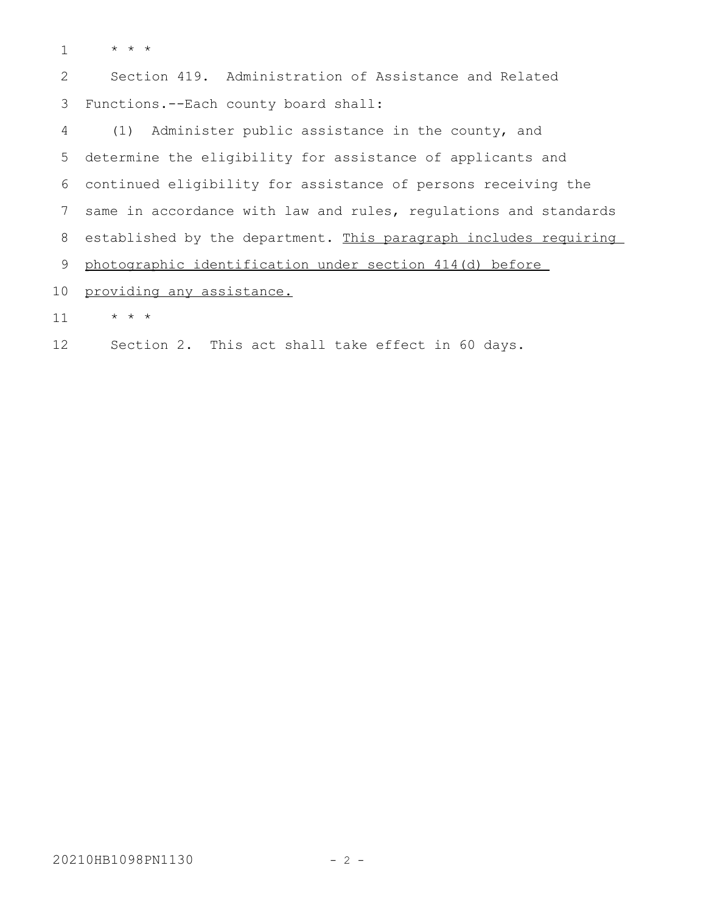\* \* \*

Section 419. Administration of Assistance and Related Functions.--Each county board shall:

(1) Administer public assistance in the county, and determine the eligibility for assistance of applicants and continued eligibility for assistance of persons receiving the same in accordance with law and rules, regulations and standards established by the department. <u>This paragraph includes requiring photographic identification under section 414(d) before providing any assistance.</u>

\* \* \*

Section 2. This act shall take effect in 60 days.